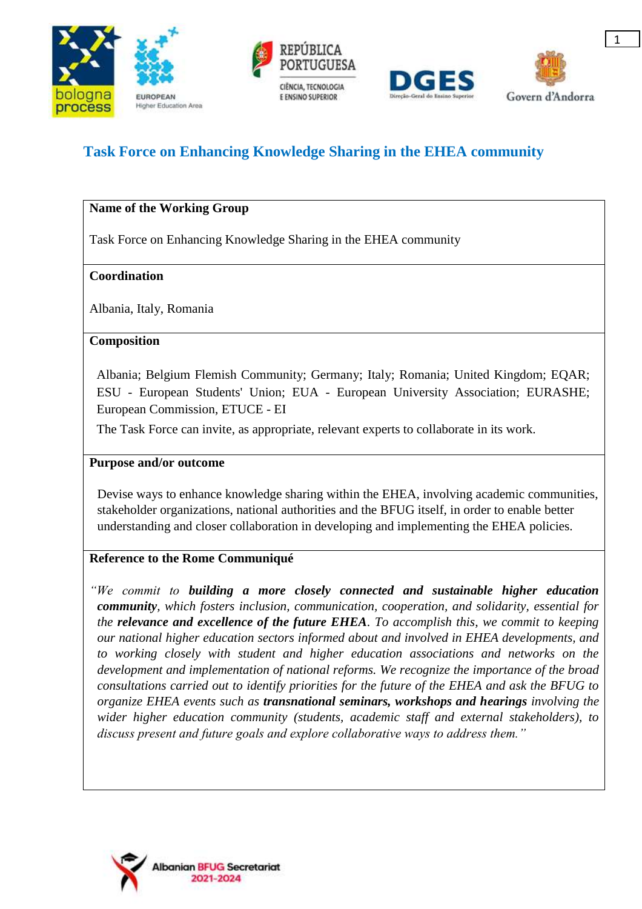## Task Force on Enhancing Knowledge Sharing in the EHEA community

**Name of the Working Group**

Task Force on Enhancing Knowledge Sharing in the EHEA community

**Coordination**

Albania, Italy, Romania

**Composition**

Albania; Belgium Flemish Community; Germany; Italy; Romania; United Kingdom; EQAR; ESU - European Students' Union; EUA - European University Association; EURASHE; European Commission, ETUCE - EI

The Task Force can invite, as appropriate, relevant experts to collaborate in its work.

**Purpose and/or outcome**

Devise ways to enhance knowledge sharing within the EHEA, involving academic communities, stakeholder organizations, national authorities and the BFUG itself, in order to enable better understanding and closer collaboration in developing and implementing the EHEA policies.

**Reference to the Rome Communiqué**

*"We commit to **building a more closely connected and sustainable higher education community**, which fosters inclusion, communication, cooperation, and solidarity, essential for the **relevance and excellence of the future EHEA**. To accomplish this, we commit to keeping our national higher education sectors informed about and involved in EHEA developments, and to working closely with student and higher education associations and networks on the development and implementation of national reforms. We recognize the importance of the broad consultations carried out to identify priorities for the future of the EHEA and ask the BFUG to organize EHEA events such as **transnational seminars, workshops and hearings** involving the wider higher education community (students, academic staff and external stakeholders), to discuss present and future goals and explore collaborative ways to address them."*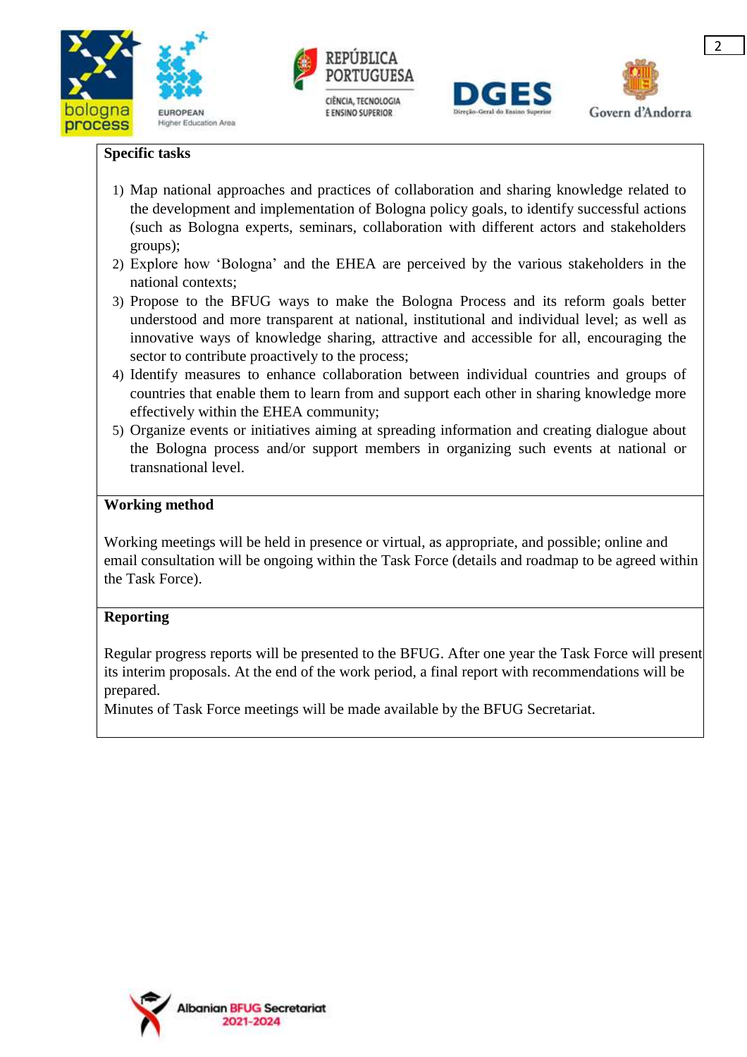**Specific tasks**

1) Map national approaches and practices of collaboration and sharing knowledge related to the development and implementation of Bologna policy goals, to identify successful actions (such as Bologna experts, seminars, collaboration with different actors and stakeholders groups);
2) Explore how 'Bologna' and the EHEA are perceived by the various stakeholders in the national contexts;
3) Propose to the BFUG ways to make the Bologna Process and its reform goals better understood and more transparent at national, institutional and individual level; as well as innovative ways of knowledge sharing, attractive and accessible for all, encouraging the sector to contribute proactively to the process;
4) Identify measures to enhance collaboration between individual countries and groups of countries that enable them to learn from and support each other in sharing knowledge more effectively within the EHEA community;
5) Organize events or initiatives aiming at spreading information and creating dialogue about the Bologna process and/or support members in organizing such events at national or transnational level.

**Working method**

Working meetings will be held in presence or virtual, as appropriate, and possible; online and email consultation will be ongoing within the Task Force (details and roadmap to be agreed within the Task Force).

**Reporting**

Regular progress reports will be presented to the BFUG. After one year the Task Force will present its interim proposals. At the end of the work period, a final report with recommendations will be prepared.
Minutes of Task Force meetings will be made available by the BFUG Secretariat.